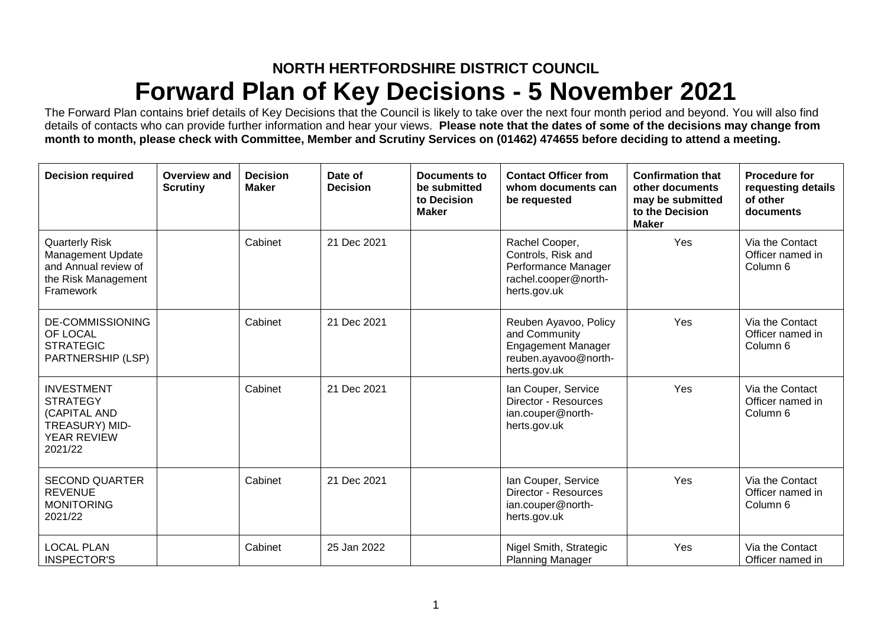**NORTH HERTFORDSHIRE DISTRICT COUNCIL**

# Forward Plan of Key Decisions - 5 November 2021

The Forward Plan contains brief details of Key Decisions that the Council is likely to take over the next four month period and beyond. You will also find details of contacts who can provide further information and hear your views. **Please note that the dates of some of the decisions may change from month to month, please check with Committee, Member and Scrutiny Services on (01462) 474655 before deciding to attend a meeting.**

| Decision required | Overview and Scrutiny | Decision Maker | Date of Decision | Documents to be submitted to Decision Maker | Contact Officer from whom documents can be requested | Confirmation that other documents may be submitted to the Decision Maker | Procedure for requesting details of other documents |
|---|---|---|---|---|---|---|---|
| Quarterly Risk Management Update and Annual review of the Risk Management Framework | | Cabinet | 21 Dec 2021 | | Rachel Cooper, Controls, Risk and Performance Manager rachel.cooper@north-herts.gov.uk | Yes | Via the Contact Officer named in Column 6 |
| DE-COMMISSIONING OF LOCAL STRATEGIC PARTNERSHIP (LSP) | | Cabinet | 21 Dec 2021 | | Reuben Ayavoo, Policy and Community Engagement Manager reuben.ayavoo@north-herts.gov.uk | Yes | Via the Contact Officer named in Column 6 |
| INVESTMENT STRATEGY (CAPITAL AND TREASURY) MID-YEAR REVIEW 2021/22 | | Cabinet | 21 Dec 2021 | | Ian Couper, Service Director - Resources ian.couper@north-herts.gov.uk | Yes | Via the Contact Officer named in Column 6 |
| SECOND QUARTER REVENUE MONITORING 2021/22 | | Cabinet | 21 Dec 2021 | | Ian Couper, Service Director - Resources ian.couper@north-herts.gov.uk | Yes | Via the Contact Officer named in Column 6 |
| LOCAL PLAN INSPECTOR'S | | Cabinet | 25 Jan 2022 | | Nigel Smith, Strategic Planning Manager | Yes | Via the Contact Officer named in |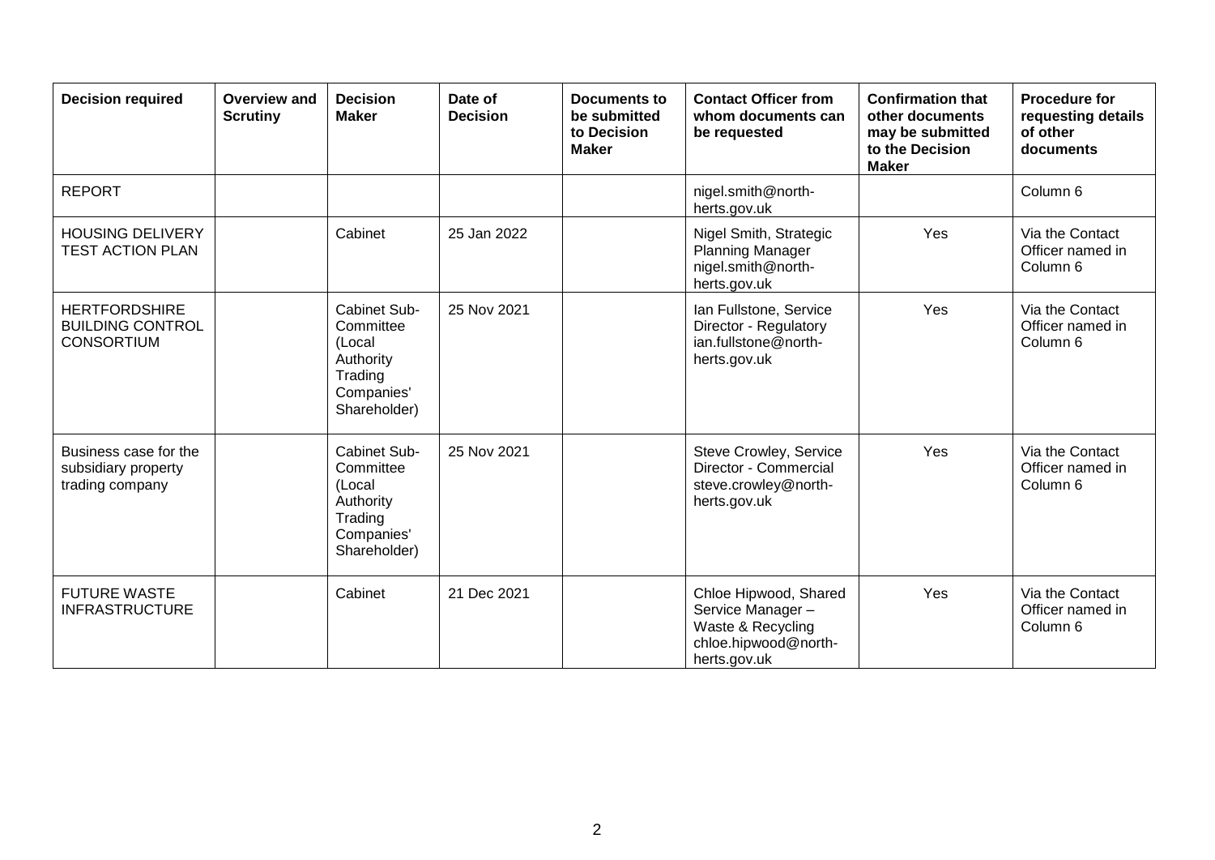| Decision required | Overview and Scrutiny | Decision Maker | Date of Decision | Documents to be submitted to Decision Maker | Contact Officer from whom documents can be requested | Confirmation that other documents may be submitted to the Decision Maker | Procedure for requesting details of other documents |
|---|---|---|---|---|---|---|---|
| REPORT | | | | | nigel.smith@north-herts.gov.uk | | Column 6 |
| HOUSING DELIVERY TEST ACTION PLAN | | Cabinet | 25 Jan 2022 | | Nigel Smith, Strategic Planning Manager nigel.smith@north-herts.gov.uk | Yes | Via the Contact Officer named in Column 6 |
| HERTFORDSHIRE BUILDING CONTROL CONSORTIUM | | Cabinet Sub-Committee (Local Authority Trading Companies' Shareholder) | 25 Nov 2021 | | Ian Fullstone, Service Director - Regulatory ian.fullstone@north-herts.gov.uk | Yes | Via the Contact Officer named in Column 6 |
| Business case for the subsidiary property trading company | | Cabinet Sub-Committee (Local Authority Trading Companies' Shareholder) | 25 Nov 2021 | | Steve Crowley, Service Director - Commercial steve.crowley@north-herts.gov.uk | Yes | Via the Contact Officer named in Column 6 |
| FUTURE WASTE INFRASTRUCTURE | | Cabinet | 21 Dec 2021 | | Chloe Hipwood, Shared Service Manager – Waste & Recycling chloe.hipwood@north-herts.gov.uk | Yes | Via the Contact Officer named in Column 6 |